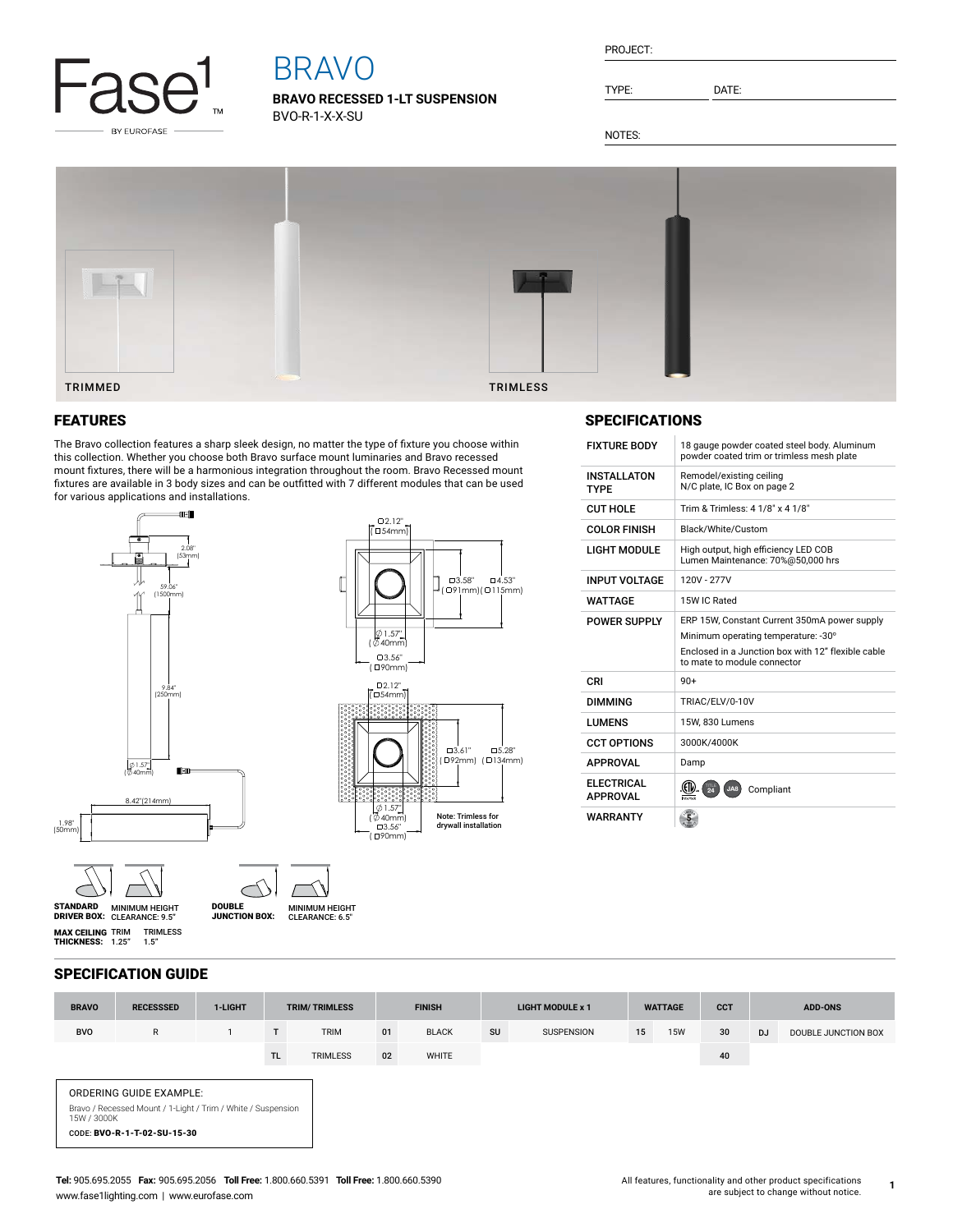Fase1™ BY EUROFASE

# BRAVO

**BRAVO RECESSED 1-LT SUSPENSION**
BVO-R-1-X-X-SU

PROJECT:

TYPE: DATE:

NOTES:

TRIMMED

TRIMLESS

## FEATURES

The Bravo collection features a sharp sleek design, no matter the type of fixture you choose within this collection. Whether you choose both Bravo surface mount luminaries and Bravo recessed mount fixtures, there will be a harmonious integration throughout the room. Bravo Recessed mount fixtures are available in 3 body sizes and can be outfitted with 7 different modules that can be used for various applications and installations.

2.08" [53mm]
59.06" [1500mm]
9.84" [250mm]
Ø1.57" [Ø40mm]
8.42"[214mm]
1.98" [50mm]

□2.12" [□54mm]
□3.58" [□91mm]
□4.53" [□115mm]
Ø1.57" [Ø40mm]
□3.56" [□90mm]

□2.12" [□54mm]
□3.61" [□92mm]
□5.28" [□134mm]
Ø1.57" [Ø40mm]
□3.56" [□90mm]

Note: Trimless for drywall installation

**STANDARD DRIVER BOX:** MINIMUM HEIGHT CLEARANCE: 9.5"

**DOUBLE JUNCTION BOX:** MINIMUM HEIGHT CLEARANCE: 6.5"

**MAX CEILING THICKNESS:** TRIM 1.25" TRIMLESS 1.5"

## SPECIFICATIONS

| | |
|---|---|
| FIXTURE BODY | 18 gauge powder coated steel body. Aluminum powder coated trim or trimless mesh plate |
| INSTALLATON TYPE | Remodel/existing ceiling<br>N/C plate, IC Box on page 2 |
| CUT HOLE | Trim & Trimless: 4 1/8" x 4 1/8" |
| COLOR FINISH | Black/White/Custom |
| LIGHT MODULE | High output, high efficiency LED COB<br>Lumen Maintenance: 70%@50,000 hrs |
| INPUT VOLTAGE | 120V - 277V |
| WATTAGE | 15W IC Rated |
| POWER SUPPLY | ERP 15W, Constant Current 350mA power supply<br>Minimum operating temperature: -30°<br>Enclosed in a Junction box with 12" flexible cable to mate to module connector |
| CRI | 90+ |
| DIMMING | TRIAC/ELV/0-10V |
| LUMENS | 15W, 830 Lumens |
| CCT OPTIONS | 3000K/4000K |
| APPROVAL | Damp |
| ELECTRICAL APPROVAL | Compliant |
| WARRANTY | |

## SPECIFICATION GUIDE

| BRAVO | RECESSSED | 1-LIGHT | TRIM/ TRIMLESS | | FINISH | | LIGHT MODULE x 1 | | WATTAGE | | CCT | ADD-ONS | |
|---|---|---|---|---|---|---|---|---|---|---|---|---|---|
| BVO | R | 1 | T | TRIM | 01 | BLACK | SU | SUSPENSION | 15 | 15W | 30 | DJ | DOUBLE JUNCTION BOX |
| | | | TL | TRIMLESS | 02 | WHITE | | | | | 40 | | |

ORDERING GUIDE EXAMPLE:
Bravo / Recessed Mount / 1-Light / Trim / White / Suspension
15W / 3000K
CODE: **BVO-R-1-T-02-SU-15-30**

**Tel:** 905.695.2055 **Fax:** 905.695.2056 **Toll Free:** 1.800.660.5391 **Toll Free:** 1.800.660.5390
www.fase1lighting.com | www.eurofase.com

All features, functionality and other product specifications are subject to change without notice.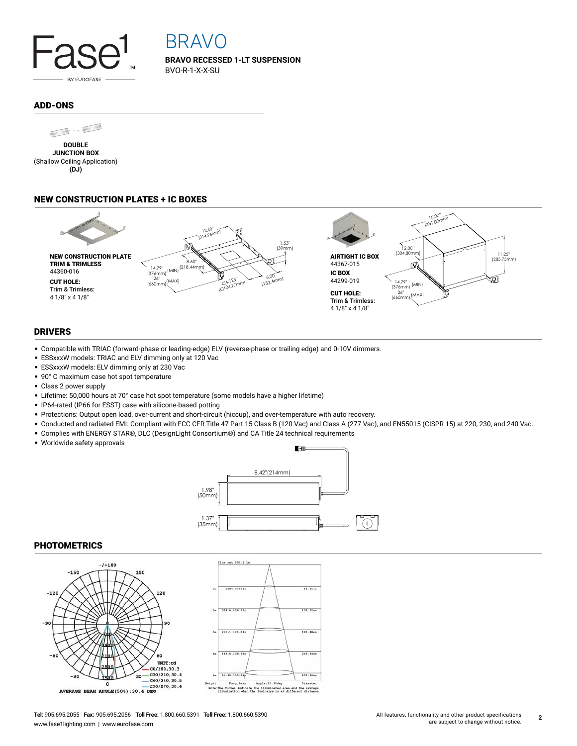# BRAVO

**BRAVO RECESSED 1-LT SUSPENSION**
BVO-R-1-X-X-SU

## ADD-ONS

**DOUBLE JUNCTION BOX**
(Shallow Ceiling Application)
**(DJ)**

## NEW CONSTRUCTION PLATES + IC BOXES

**NEW CONSTRUCTION PLATE TRIM & TRIMLESS**
44360-016

**CUT HOLE:**
Trim & Trimless:
4 1/8" x 4 1/8"

12.40" (314.96mm)
1.53" (39mm)
8.60" (218.44mm)
14.79" (376mm) (MIN)
26" (660mm) (MAX)
□4.125" (□104.77mm)
6.00" (152.4mm)

**AIRTIGHT IC BOX**
44367-015

**IC BOX**
44299-019

**CUT HOLE:**
Trim & Trimless:
4 1/8" x 4 1/8"

15.00" (381.00mm)
12.00" (304.80mm)
11.25" (285.75mm)
14.79" (376mm) (MIN)
26" (660mm) (MAX)

## DRIVERS

- Compatible with TRIAC (forward-phase or leading-edge) ELV (reverse-phase or trailing edge) and 0-10V dimmers.
- ESSxxxW models: TRIAC and ELV dimming only at 120 Vac
- ESSxxxW models: ELV dimming only at 230 Vac
- 90° C maximum case hot spot temperature
- Class 2 power supply
- Lifetime: 50,000 hours at 70° case hot spot temperature (some models have a higher lifetime)
- IP64-rated (IP66 for ESST) case with silicone-based potting
- Protections: Output open load, over-current and short-circuit (hiccup), and over-temperature with auto recovery.
- Conducted and radiated EMI: Compliant with FCC CFR Title 47 Part 15 Class B (120 Vac) and Class A (277 Vac), and EN55015 (CISPR 15) at 220, 230, and 240 Vac.
- Complies with ENERGY STAR®, DLC (DesignLight Consortium®) and CA Title 24 technical requirements
- Worldwide safety approvals

8.42"(214mm)
1.98" (50mm)
1.37" (35mm)

## PHOTOMETRICS

-/+180
-150
150
-120
120
-90
90
-60
60
-30
30
0
700
1400
2100
2800
3500
UNIT:cd
C0/180,30.3
C30/210,30.4
C60/240,30.5
C90/270,30.4
AVERAGE BEAM ANGLE(50%):30.4 DEG

Flux out:591.1 lm
1m 2096.3 lx 54.16cm
2m 574.0,436.6lx 108.32cm
3m 255.1,171.8lx 162.48cm
4m 143.5,109.1lx 216.64cm
5m 91.85,133.8lx 270.80cm
Height Eavg,Emax Angle:30.30deg Diameter
Note:The Curves indicate the illuminated area and the average illumination when the luminaire is at different distance.

**Tel:** 905.695.2055 **Fax:** 905.695.2056 **Toll Free:** 1.800.660.5391 **Toll Free:** 1.800.660.5390
www.fase1lighting.com | www.eurofase.com

All features, functionality and other product specifications are subject to change without notice.